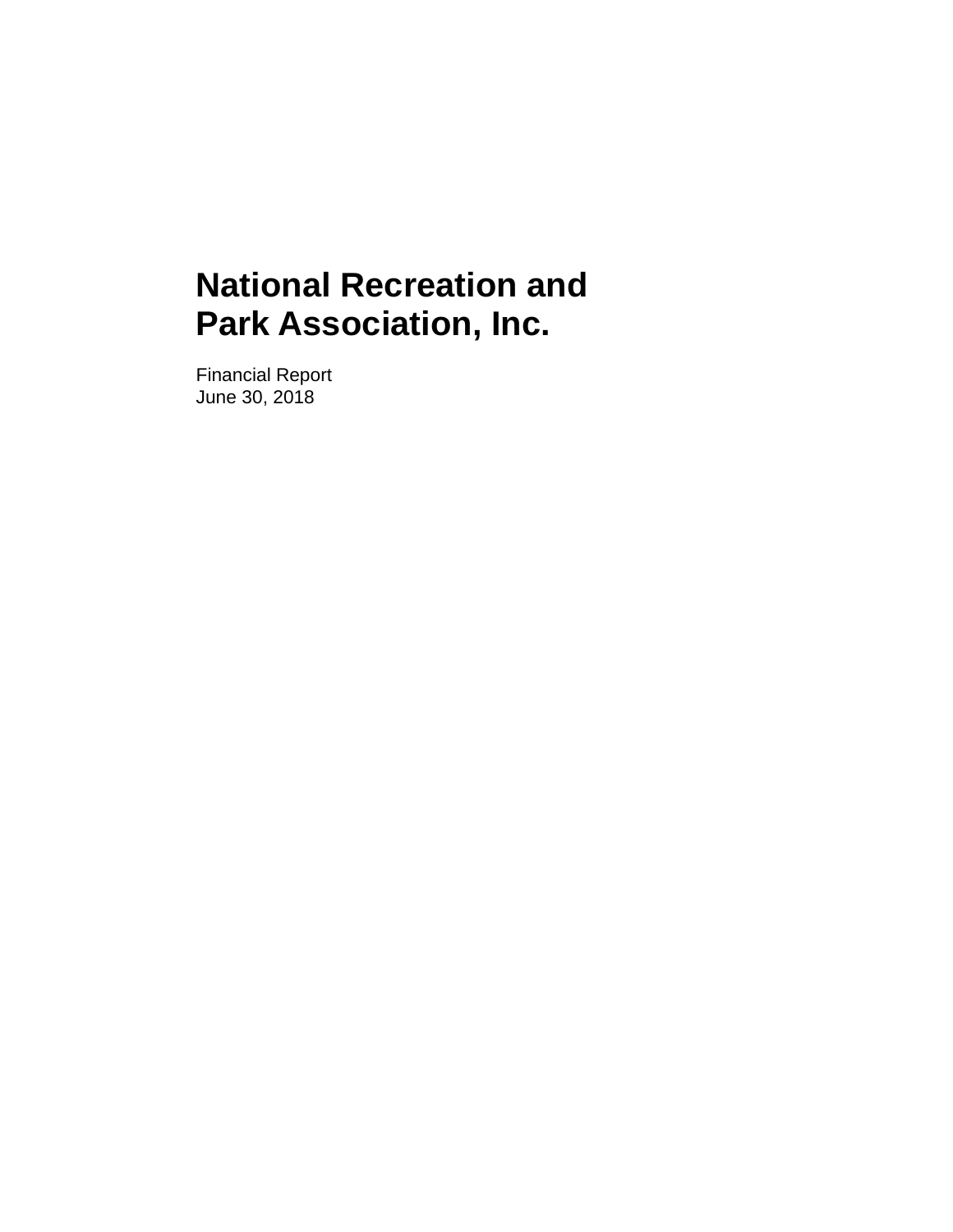# National Recreation and Park Association, Inc.

Financial Report
June 30, 2018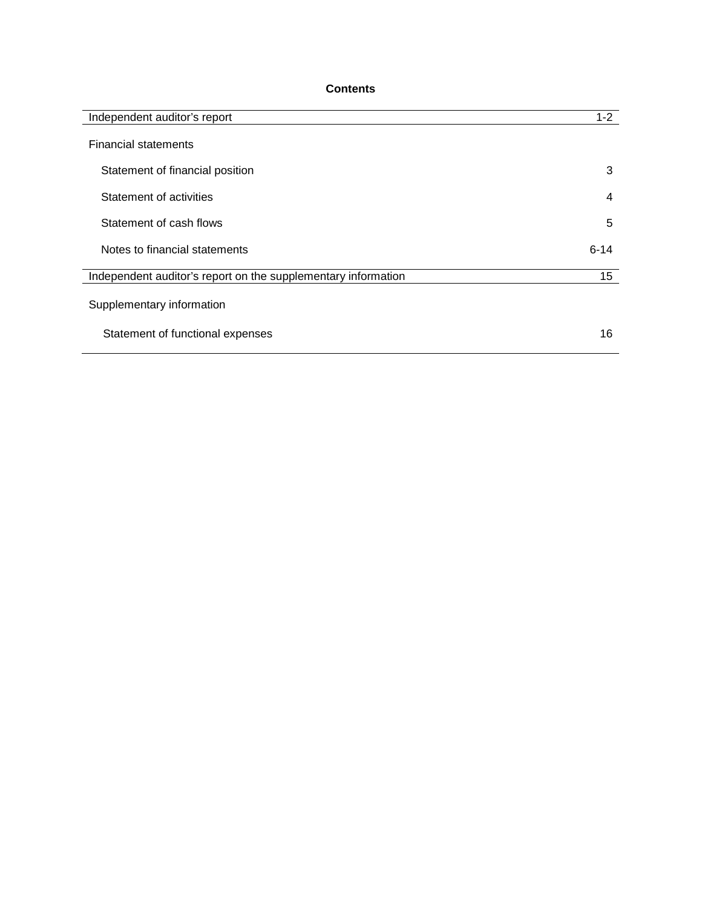## Contents

| | |
|---|---|
| Independent auditor's report | 1-2 |
| Financial statements | |
| Statement of financial position | 3 |
| Statement of activities | 4 |
| Statement of cash flows | 5 |
| Notes to financial statements | 6-14 |
| Independent auditor's report on the supplementary information | 15 |
| Supplementary information | |
| Statement of functional expenses | 16 |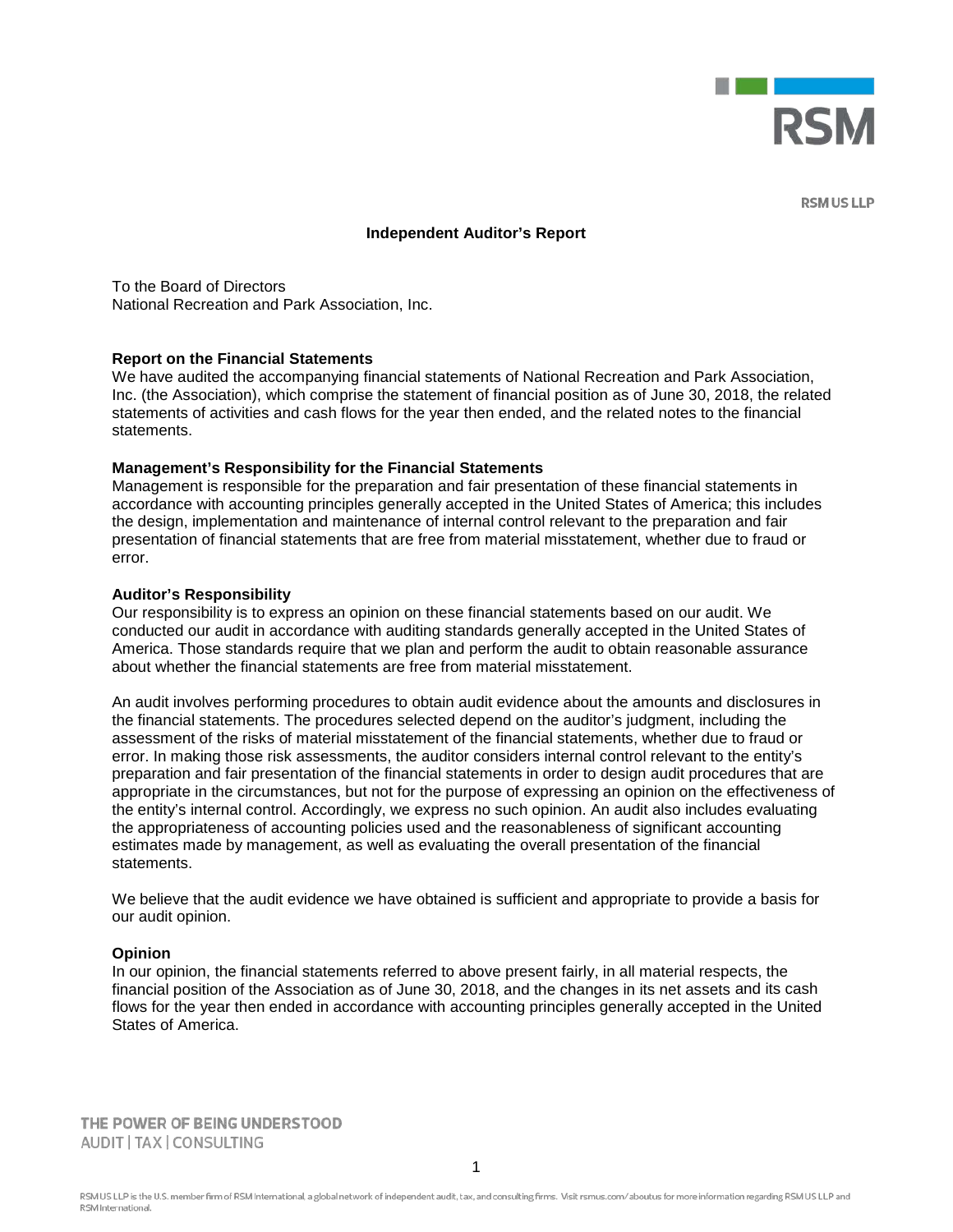RSM US LLP

## Independent Auditor's Report

To the Board of Directors
National Recreation and Park Association, Inc.

### Report on the Financial Statements

We have audited the accompanying financial statements of National Recreation and Park Association, Inc. (the Association), which comprise the statement of financial position as of June 30, 2018, the related statements of activities and cash flows for the year then ended, and the related notes to the financial statements.

### Management's Responsibility for the Financial Statements

Management is responsible for the preparation and fair presentation of these financial statements in accordance with accounting principles generally accepted in the United States of America; this includes the design, implementation and maintenance of internal control relevant to the preparation and fair presentation of financial statements that are free from material misstatement, whether due to fraud or error.

### Auditor's Responsibility

Our responsibility is to express an opinion on these financial statements based on our audit. We conducted our audit in accordance with auditing standards generally accepted in the United States of America. Those standards require that we plan and perform the audit to obtain reasonable assurance about whether the financial statements are free from material misstatement.

An audit involves performing procedures to obtain audit evidence about the amounts and disclosures in the financial statements. The procedures selected depend on the auditor's judgment, including the assessment of the risks of material misstatement of the financial statements, whether due to fraud or error. In making those risk assessments, the auditor considers internal control relevant to the entity's preparation and fair presentation of the financial statements in order to design audit procedures that are appropriate in the circumstances, but not for the purpose of expressing an opinion on the effectiveness of the entity's internal control. Accordingly, we express no such opinion. An audit also includes evaluating the appropriateness of accounting policies used and the reasonableness of significant accounting estimates made by management, as well as evaluating the overall presentation of the financial statements.

We believe that the audit evidence we have obtained is sufficient and appropriate to provide a basis for our audit opinion.

### Opinion

In our opinion, the financial statements referred to above present fairly, in all material respects, the financial position of the Association as of June 30, 2018, and the changes in its net assets and its cash flows for the year then ended in accordance with accounting principles generally accepted in the United States of America.

THE POWER OF BEING UNDERSTOOD
AUDIT | TAX | CONSULTING

RSM US LLP is the U.S. member firm of RSM International, a global network of independent audit, tax, and consulting firms. Visit rsmus.com/aboutus for more information regarding RSM US LLP and RSM International.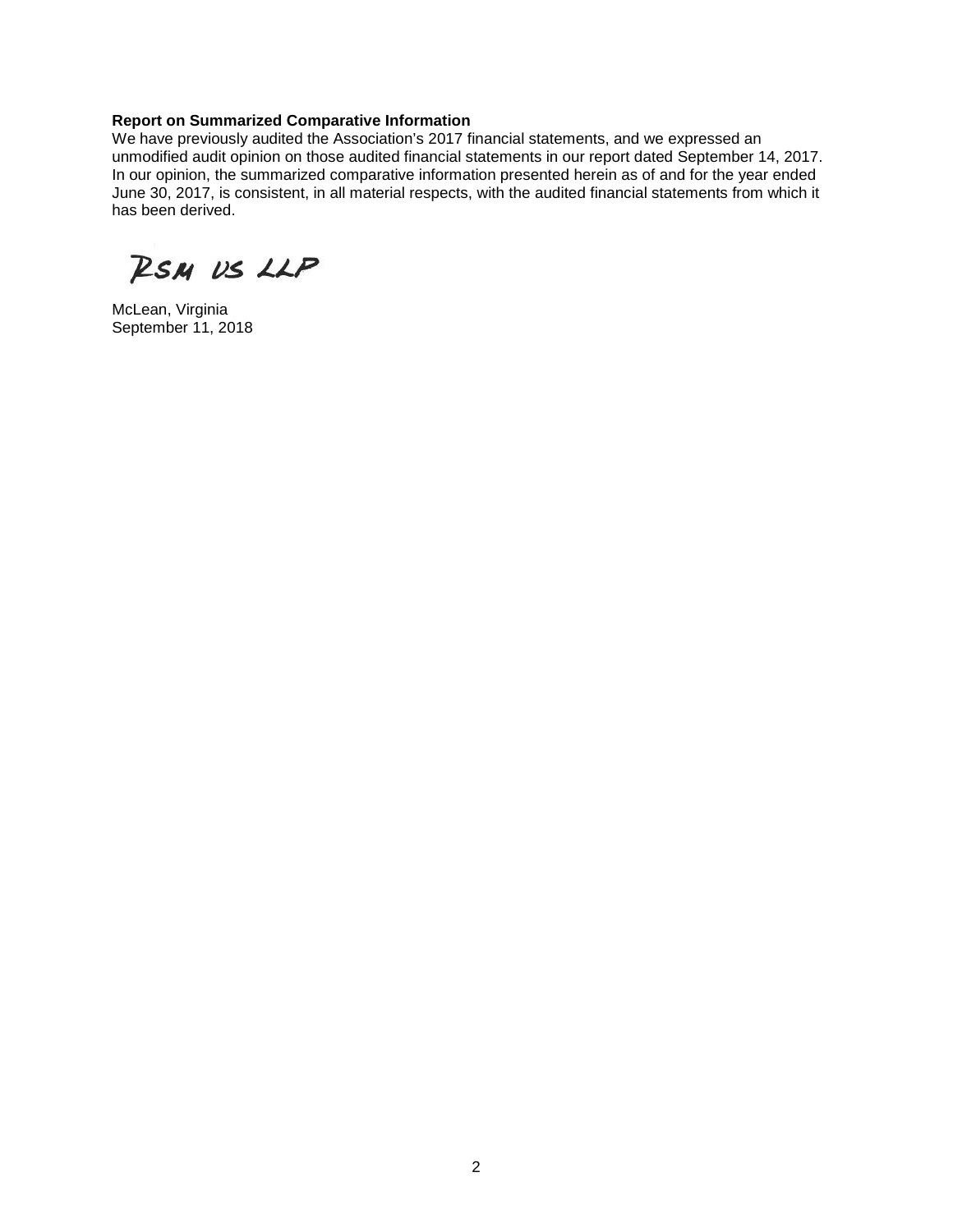**Report on Summarized Comparative Information**

We have previously audited the Association's 2017 financial statements, and we expressed an unmodified audit opinion on those audited financial statements in our report dated September 14, 2017. In our opinion, the summarized comparative information presented herein as of and for the year ended June 30, 2017, is consistent, in all material respects, with the audited financial statements from which it has been derived.

RSM US LLP

McLean, Virginia
September 11, 2018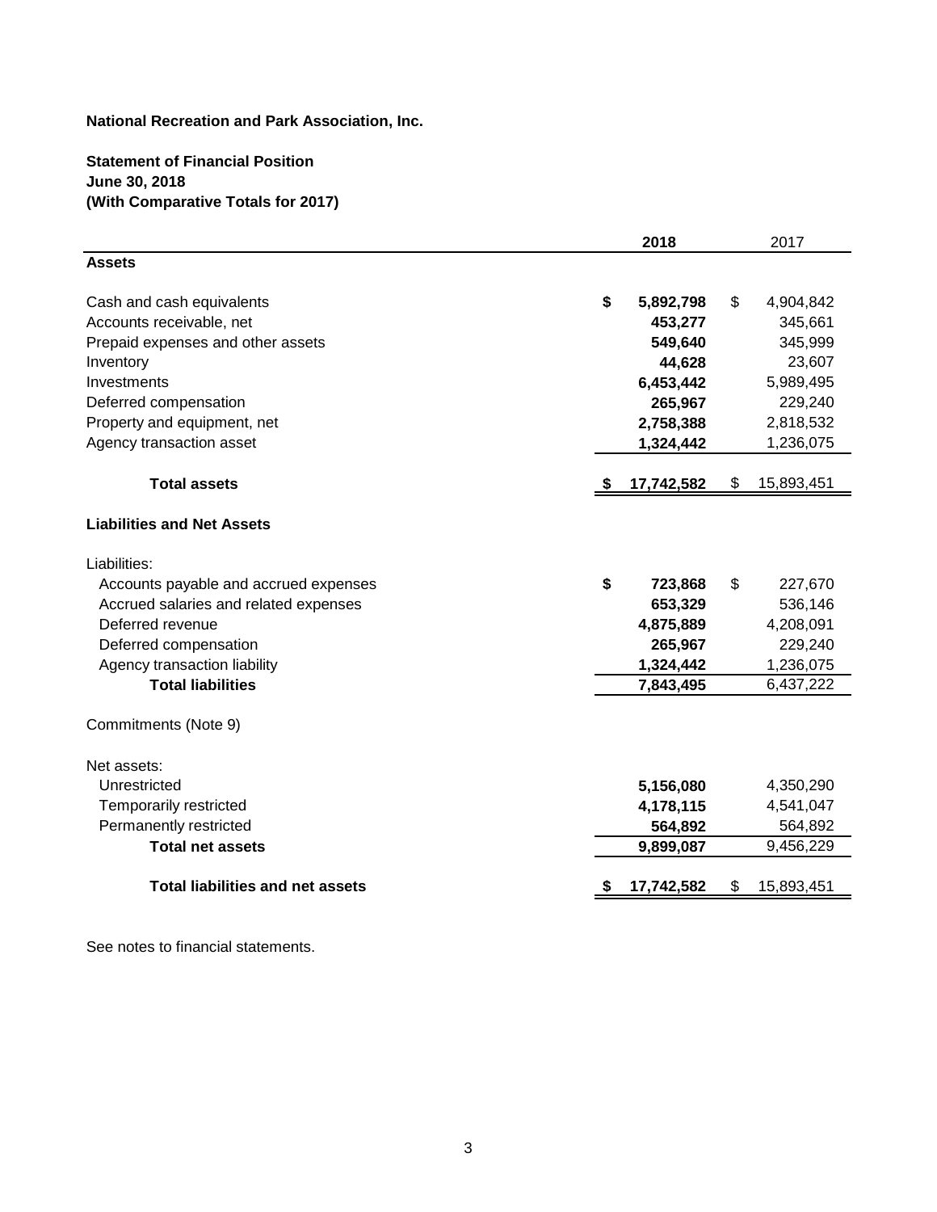**National Recreation and Park Association, Inc.**

**Statement of Financial Position**
**June 30, 2018**
**(With Comparative Totals for 2017)**

| | **2018** | 2017 |
|---|---|---|
| **Assets** | | |
| Cash and cash equivalents | **$ 5,892,798** | $ 4,904,842 |
| Accounts receivable, net | **453,277** | 345,661 |
| Prepaid expenses and other assets | **549,640** | 345,999 |
| Inventory | **44,628** | 23,607 |
| Investments | **6,453,442** | 5,989,495 |
| Deferred compensation | **265,967** | 229,240 |
| Property and equipment, net | **2,758,388** | 2,818,532 |
| Agency transaction asset | **1,324,442** | 1,236,075 |
| **Total assets** | **$ 17,742,582** | $ 15,893,451 |
| **Liabilities and Net Assets** | | |
| Liabilities: | | |
| Accounts payable and accrued expenses | **$ 723,868** | $ 227,670 |
| Accrued salaries and related expenses | **653,329** | 536,146 |
| Deferred revenue | **4,875,889** | 4,208,091 |
| Deferred compensation | **265,967** | 229,240 |
| Agency transaction liability | **1,324,442** | 1,236,075 |
| **Total liabilities** | **7,843,495** | 6,437,222 |
| Commitments (Note 9) | | |
| Net assets: | | |
| Unrestricted | **5,156,080** | 4,350,290 |
| Temporarily restricted | **4,178,115** | 4,541,047 |
| Permanently restricted | **564,892** | 564,892 |
| **Total net assets** | **9,899,087** | 9,456,229 |
| **Total liabilities and net assets** | **$ 17,742,582** | $ 15,893,451 |

See notes to financial statements.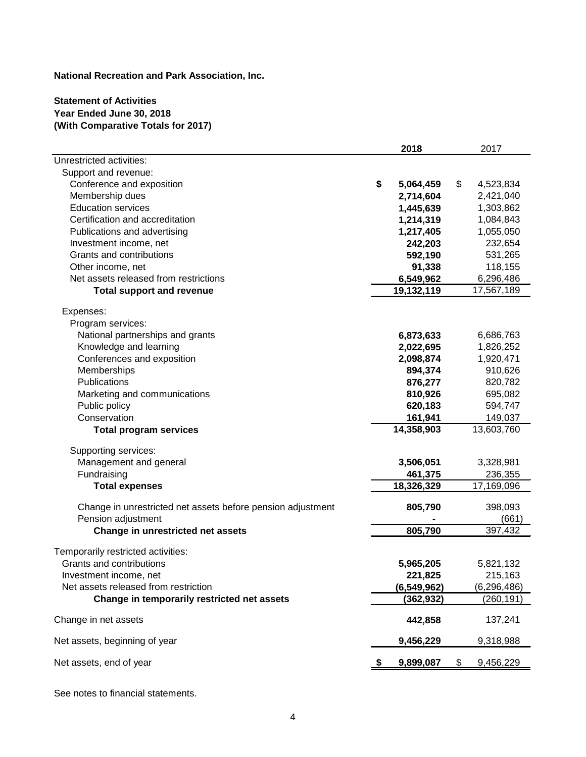**National Recreation and Park Association, Inc.**

**Statement of Activities**
**Year Ended June 30, 2018**
**(With Comparative Totals for 2017)**

| | **2018** | 2017 |
|---|---|---|
| Unrestricted activities: | | |
| Support and revenue: | | |
| Conference and exposition | **$ 5,064,459** | $ 4,523,834 |
| Membership dues | **2,714,604** | 2,421,040 |
| Education services | **1,445,639** | 1,303,862 |
| Certification and accreditation | **1,214,319** | 1,084,843 |
| Publications and advertising | **1,217,405** | 1,055,050 |
| Investment income, net | **242,203** | 232,654 |
| Grants and contributions | **592,190** | 531,265 |
| Other income, net | **91,338** | 118,155 |
| Net assets released from restrictions | **6,549,962** | 6,296,486 |
| **Total support and revenue** | **19,132,119** | 17,567,189 |
| Expenses: | | |
| Program services: | | |
| National partnerships and grants | **6,873,633** | 6,686,763 |
| Knowledge and learning | **2,022,695** | 1,826,252 |
| Conferences and exposition | **2,098,874** | 1,920,471 |
| Memberships | **894,374** | 910,626 |
| Publications | **876,277** | 820,782 |
| Marketing and communications | **810,926** | 695,082 |
| Public policy | **620,183** | 594,747 |
| Conservation | **161,941** | 149,037 |
| **Total program services** | **14,358,903** | 13,603,760 |
| Supporting services: | | |
| Management and general | **3,506,051** | 3,328,981 |
| Fundraising | **461,375** | 236,355 |
| **Total expenses** | **18,326,329** | 17,169,096 |
| Change in unrestricted net assets before pension adjustment | **805,790** | 398,093 |
| Pension adjustment | **-** | (661) |
| **Change in unrestricted net assets** | **805,790** | 397,432 |
| Temporarily restricted activities: | | |
| Grants and contributions | **5,965,205** | 5,821,132 |
| Investment income, net | **221,825** | 215,163 |
| Net assets released from restriction | **(6,549,962)** | (6,296,486) |
| **Change in temporarily restricted net assets** | **(362,932)** | (260,191) |
| Change in net assets | **442,858** | 137,241 |
| Net assets, beginning of year | **9,456,229** | 9,318,988 |
| Net assets, end of year | **$ 9,899,087** | $ 9,456,229 |

See notes to financial statements.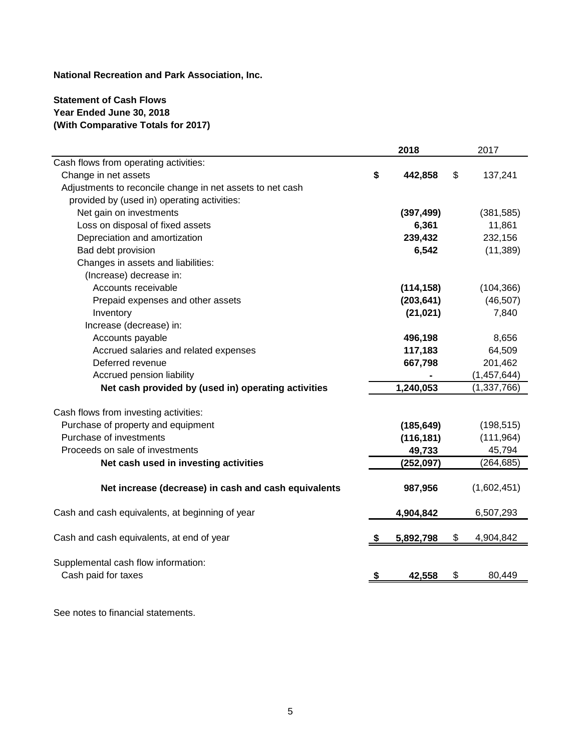**National Recreation and Park Association, Inc.**

**Statement of Cash Flows**
**Year Ended June 30, 2018**
**(With Comparative Totals for 2017)**

| | 2018 | 2017 |
|---|---|---|
| Cash flows from operating activities: | | |
| Change in net assets | $ 442,858 | $ 137,241 |
| Adjustments to reconcile change in net assets to net cash provided by (used in) operating activities: | | |
| Net gain on investments | (397,499) | (381,585) |
| Loss on disposal of fixed assets | 6,361 | 11,861 |
| Depreciation and amortization | 239,432 | 232,156 |
| Bad debt provision | 6,542 | (11,389) |
| Changes in assets and liabilities: | | |
| (Increase) decrease in: | | |
| Accounts receivable | (114,158) | (104,366) |
| Prepaid expenses and other assets | (203,641) | (46,507) |
| Inventory | (21,021) | 7,840 |
| Increase (decrease) in: | | |
| Accounts payable | 496,198 | 8,656 |
| Accrued salaries and related expenses | 117,183 | 64,509 |
| Deferred revenue | 667,798 | 201,462 |
| Accrued pension liability | - | (1,457,644) |
| **Net cash provided by (used in) operating activities** | 1,240,053 | (1,337,766) |
| Cash flows from investing activities: | | |
| Purchase of property and equipment | (185,649) | (198,515) |
| Purchase of investments | (116,181) | (111,964) |
| Proceeds on sale of investments | 49,733 | 45,794 |
| **Net cash used in investing activities** | (252,097) | (264,685) |
| **Net increase (decrease) in cash and cash equivalents** | 987,956 | (1,602,451) |
| Cash and cash equivalents, at beginning of year | 4,904,842 | 6,507,293 |
| Cash and cash equivalents, at end of year | $ 5,892,798 | $ 4,904,842 |
| Supplemental cash flow information: | | |
| Cash paid for taxes | $ 42,558 | $ 80,449 |

See notes to financial statements.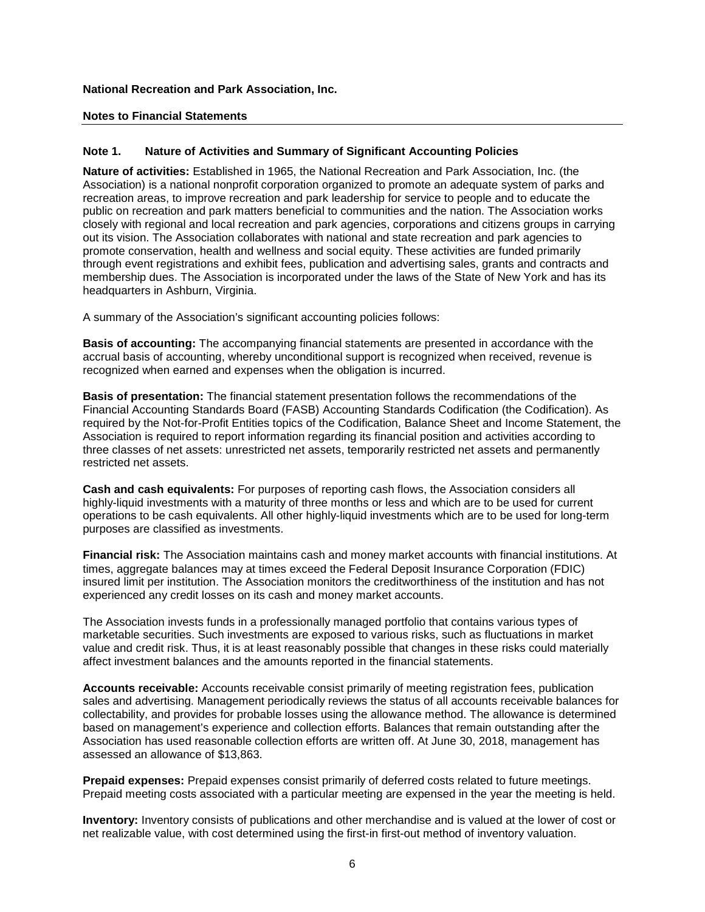**National Recreation and Park Association, Inc.**

**Notes to Financial Statements**

**Note 1. Nature of Activities and Summary of Significant Accounting Policies**

**Nature of activities:** Established in 1965, the National Recreation and Park Association, Inc. (the Association) is a national nonprofit corporation organized to promote an adequate system of parks and recreation areas, to improve recreation and park leadership for service to people and to educate the public on recreation and park matters beneficial to communities and the nation. The Association works closely with regional and local recreation and park agencies, corporations and citizens groups in carrying out its vision. The Association collaborates with national and state recreation and park agencies to promote conservation, health and wellness and social equity. These activities are funded primarily through event registrations and exhibit fees, publication and advertising sales, grants and contracts and membership dues. The Association is incorporated under the laws of the State of New York and has its headquarters in Ashburn, Virginia.

A summary of the Association's significant accounting policies follows:

**Basis of accounting:** The accompanying financial statements are presented in accordance with the accrual basis of accounting, whereby unconditional support is recognized when received, revenue is recognized when earned and expenses when the obligation is incurred.

**Basis of presentation:** The financial statement presentation follows the recommendations of the Financial Accounting Standards Board (FASB) Accounting Standards Codification (the Codification). As required by the Not-for-Profit Entities topics of the Codification, Balance Sheet and Income Statement, the Association is required to report information regarding its financial position and activities according to three classes of net assets: unrestricted net assets, temporarily restricted net assets and permanently restricted net assets.

**Cash and cash equivalents:** For purposes of reporting cash flows, the Association considers all highly-liquid investments with a maturity of three months or less and which are to be used for current operations to be cash equivalents. All other highly-liquid investments which are to be used for long-term purposes are classified as investments.

**Financial risk:** The Association maintains cash and money market accounts with financial institutions. At times, aggregate balances may at times exceed the Federal Deposit Insurance Corporation (FDIC) insured limit per institution. The Association monitors the creditworthiness of the institution and has not experienced any credit losses on its cash and money market accounts.

The Association invests funds in a professionally managed portfolio that contains various types of marketable securities. Such investments are exposed to various risks, such as fluctuations in market value and credit risk. Thus, it is at least reasonably possible that changes in these risks could materially affect investment balances and the amounts reported in the financial statements.

**Accounts receivable:** Accounts receivable consist primarily of meeting registration fees, publication sales and advertising. Management periodically reviews the status of all accounts receivable balances for collectability, and provides for probable losses using the allowance method. The allowance is determined based on management's experience and collection efforts. Balances that remain outstanding after the Association has used reasonable collection efforts are written off. At June 30, 2018, management has assessed an allowance of $13,863.

**Prepaid expenses:** Prepaid expenses consist primarily of deferred costs related to future meetings. Prepaid meeting costs associated with a particular meeting are expensed in the year the meeting is held.

**Inventory:** Inventory consists of publications and other merchandise and is valued at the lower of cost or net realizable value, with cost determined using the first-in first-out method of inventory valuation.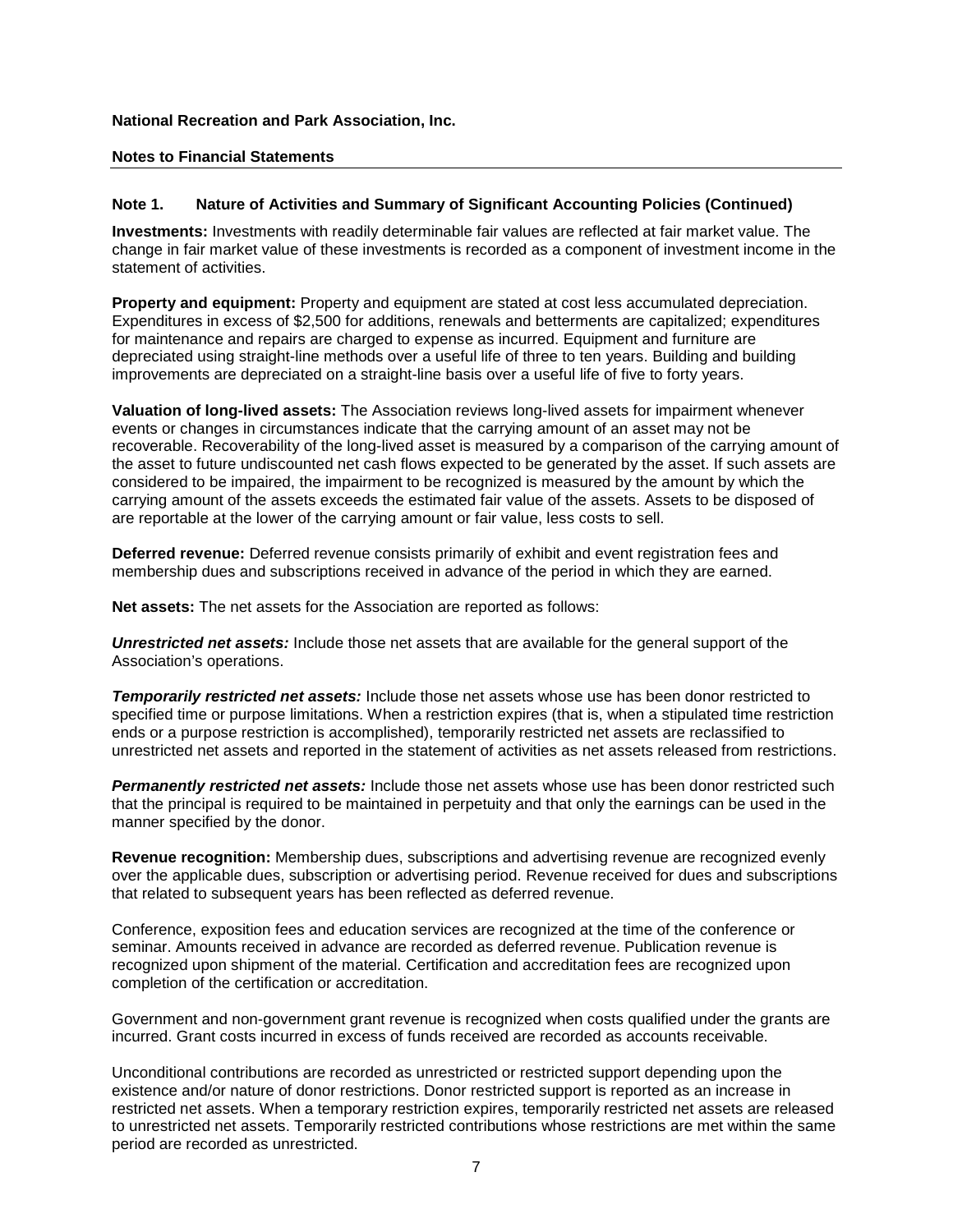**National Recreation and Park Association, Inc.**

**Notes to Financial Statements**

## Note 1. Nature of Activities and Summary of Significant Accounting Policies (Continued)

**Investments:** Investments with readily determinable fair values are reflected at fair market value. The change in fair market value of these investments is recorded as a component of investment income in the statement of activities.

**Property and equipment:** Property and equipment are stated at cost less accumulated depreciation. Expenditures in excess of $2,500 for additions, renewals and betterments are capitalized; expenditures for maintenance and repairs are charged to expense as incurred. Equipment and furniture are depreciated using straight-line methods over a useful life of three to ten years. Building and building improvements are depreciated on a straight-line basis over a useful life of five to forty years.

**Valuation of long-lived assets:** The Association reviews long-lived assets for impairment whenever events or changes in circumstances indicate that the carrying amount of an asset may not be recoverable. Recoverability of the long-lived asset is measured by a comparison of the carrying amount of the asset to future undiscounted net cash flows expected to be generated by the asset. If such assets are considered to be impaired, the impairment to be recognized is measured by the amount by which the carrying amount of the assets exceeds the estimated fair value of the assets. Assets to be disposed of are reportable at the lower of the carrying amount or fair value, less costs to sell.

**Deferred revenue:** Deferred revenue consists primarily of exhibit and event registration fees and membership dues and subscriptions received in advance of the period in which they are earned.

**Net assets:** The net assets for the Association are reported as follows:

***Unrestricted net assets:*** Include those net assets that are available for the general support of the Association's operations.

***Temporarily restricted net assets:*** Include those net assets whose use has been donor restricted to specified time or purpose limitations. When a restriction expires (that is, when a stipulated time restriction ends or a purpose restriction is accomplished), temporarily restricted net assets are reclassified to unrestricted net assets and reported in the statement of activities as net assets released from restrictions.

***Permanently restricted net assets:*** Include those net assets whose use has been donor restricted such that the principal is required to be maintained in perpetuity and that only the earnings can be used in the manner specified by the donor.

**Revenue recognition:** Membership dues, subscriptions and advertising revenue are recognized evenly over the applicable dues, subscription or advertising period. Revenue received for dues and subscriptions that related to subsequent years has been reflected as deferred revenue.

Conference, exposition fees and education services are recognized at the time of the conference or seminar. Amounts received in advance are recorded as deferred revenue. Publication revenue is recognized upon shipment of the material. Certification and accreditation fees are recognized upon completion of the certification or accreditation.

Government and non-government grant revenue is recognized when costs qualified under the grants are incurred. Grant costs incurred in excess of funds received are recorded as accounts receivable.

Unconditional contributions are recorded as unrestricted or restricted support depending upon the existence and/or nature of donor restrictions. Donor restricted support is reported as an increase in restricted net assets. When a temporary restriction expires, temporarily restricted net assets are released to unrestricted net assets. Temporarily restricted contributions whose restrictions are met within the same period are recorded as unrestricted.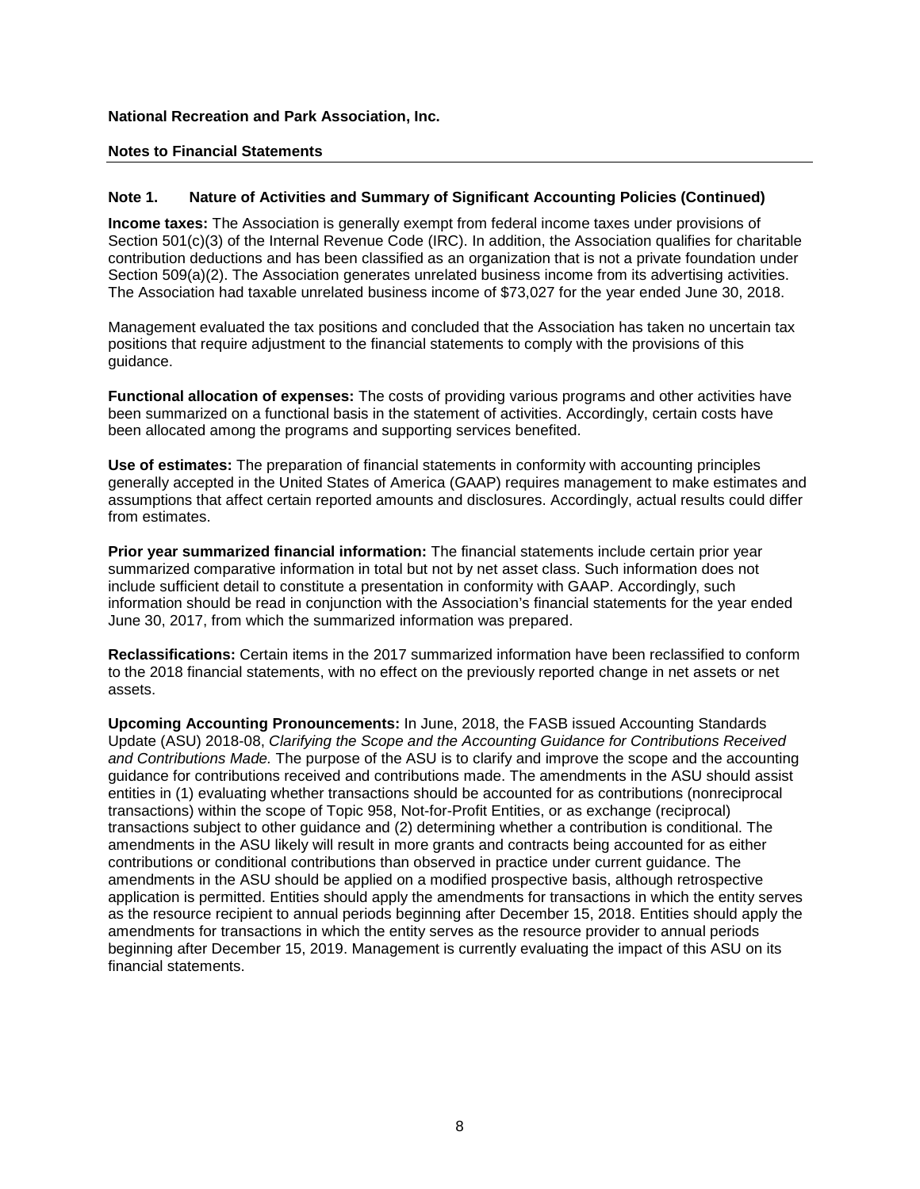**National Recreation and Park Association, Inc.**

**Notes to Financial Statements**

## Note 1. Nature of Activities and Summary of Significant Accounting Policies (Continued)

**Income taxes:** The Association is generally exempt from federal income taxes under provisions of Section 501(c)(3) of the Internal Revenue Code (IRC). In addition, the Association qualifies for charitable contribution deductions and has been classified as an organization that is not a private foundation under Section 509(a)(2). The Association generates unrelated business income from its advertising activities. The Association had taxable unrelated business income of $73,027 for the year ended June 30, 2018.

Management evaluated the tax positions and concluded that the Association has taken no uncertain tax positions that require adjustment to the financial statements to comply with the provisions of this guidance.

**Functional allocation of expenses:** The costs of providing various programs and other activities have been summarized on a functional basis in the statement of activities. Accordingly, certain costs have been allocated among the programs and supporting services benefited.

**Use of estimates:** The preparation of financial statements in conformity with accounting principles generally accepted in the United States of America (GAAP) requires management to make estimates and assumptions that affect certain reported amounts and disclosures. Accordingly, actual results could differ from estimates.

**Prior year summarized financial information:** The financial statements include certain prior year summarized comparative information in total but not by net asset class. Such information does not include sufficient detail to constitute a presentation in conformity with GAAP. Accordingly, such information should be read in conjunction with the Association's financial statements for the year ended June 30, 2017, from which the summarized information was prepared.

**Reclassifications:** Certain items in the 2017 summarized information have been reclassified to conform to the 2018 financial statements, with no effect on the previously reported change in net assets or net assets.

**Upcoming Accounting Pronouncements:** In June, 2018, the FASB issued Accounting Standards Update (ASU) 2018-08, *Clarifying the Scope and the Accounting Guidance for Contributions Received and Contributions Made.* The purpose of the ASU is to clarify and improve the scope and the accounting guidance for contributions received and contributions made. The amendments in the ASU should assist entities in (1) evaluating whether transactions should be accounted for as contributions (nonreciprocal transactions) within the scope of Topic 958, Not-for-Profit Entities, or as exchange (reciprocal) transactions subject to other guidance and (2) determining whether a contribution is conditional. The amendments in the ASU likely will result in more grants and contracts being accounted for as either contributions or conditional contributions than observed in practice under current guidance. The amendments in the ASU should be applied on a modified prospective basis, although retrospective application is permitted. Entities should apply the amendments for transactions in which the entity serves as the resource recipient to annual periods beginning after December 15, 2018. Entities should apply the amendments for transactions in which the entity serves as the resource provider to annual periods beginning after December 15, 2019. Management is currently evaluating the impact of this ASU on its financial statements.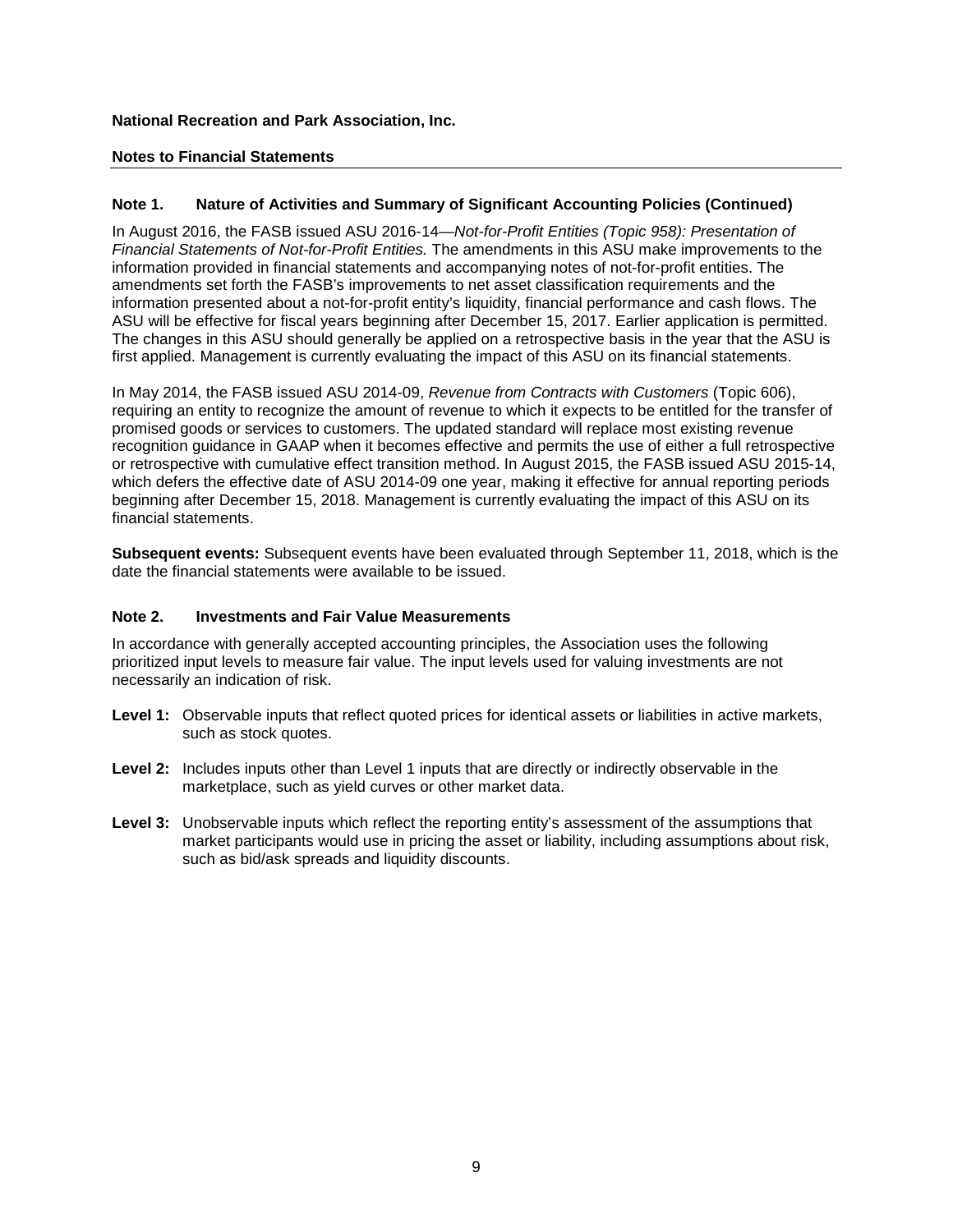**National Recreation and Park Association, Inc.**

**Notes to Financial Statements**

## Note 1. Nature of Activities and Summary of Significant Accounting Policies (Continued)

In August 2016, the FASB issued ASU 2016-14—*Not-for-Profit Entities (Topic 958): Presentation of Financial Statements of Not-for-Profit Entities.* The amendments in this ASU make improvements to the information provided in financial statements and accompanying notes of not-for-profit entities. The amendments set forth the FASB's improvements to net asset classification requirements and the information presented about a not-for-profit entity's liquidity, financial performance and cash flows. The ASU will be effective for fiscal years beginning after December 15, 2017. Earlier application is permitted. The changes in this ASU should generally be applied on a retrospective basis in the year that the ASU is first applied. Management is currently evaluating the impact of this ASU on its financial statements.

In May 2014, the FASB issued ASU 2014-09, *Revenue from Contracts with Customers* (Topic 606), requiring an entity to recognize the amount of revenue to which it expects to be entitled for the transfer of promised goods or services to customers. The updated standard will replace most existing revenue recognition guidance in GAAP when it becomes effective and permits the use of either a full retrospective or retrospective with cumulative effect transition method. In August 2015, the FASB issued ASU 2015-14, which defers the effective date of ASU 2014-09 one year, making it effective for annual reporting periods beginning after December 15, 2018. Management is currently evaluating the impact of this ASU on its financial statements.

**Subsequent events:** Subsequent events have been evaluated through September 11, 2018, which is the date the financial statements were available to be issued.

## Note 2. Investments and Fair Value Measurements

In accordance with generally accepted accounting principles, the Association uses the following prioritized input levels to measure fair value. The input levels used for valuing investments are not necessarily an indication of risk.

**Level 1:** Observable inputs that reflect quoted prices for identical assets or liabilities in active markets, such as stock quotes.

**Level 2:** Includes inputs other than Level 1 inputs that are directly or indirectly observable in the marketplace, such as yield curves or other market data.

**Level 3:** Unobservable inputs which reflect the reporting entity's assessment of the assumptions that market participants would use in pricing the asset or liability, including assumptions about risk, such as bid/ask spreads and liquidity discounts.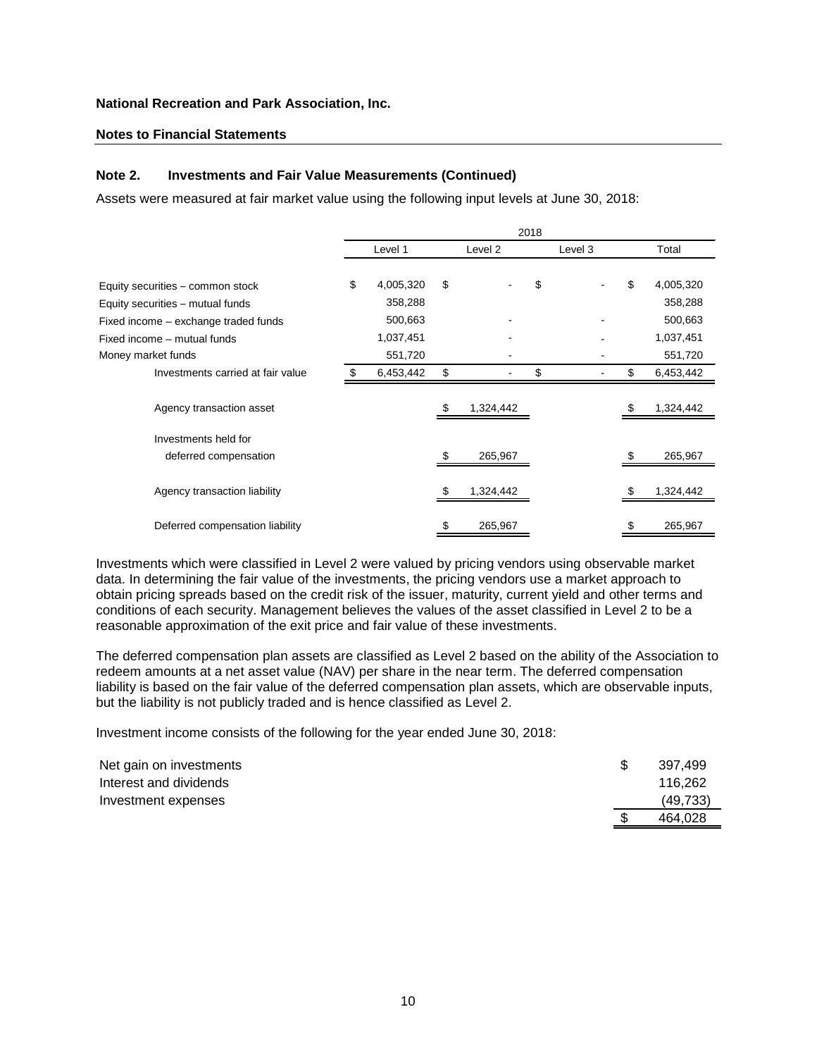**National Recreation and Park Association, Inc.**

**Notes to Financial Statements**

### Note 2. Investments and Fair Value Measurements (Continued)

Assets were measured at fair market value using the following input levels at June 30, 2018:

| | 2018 | | | |
|---|---|---|---|---|
| | Level 1 | Level 2 | Level 3 | Total |
| Equity securities – common stock | $ 4,005,320 | $ - | $ - | $ 4,005,320 |
| Equity securities – mutual funds | 358,288 | | | 358,288 |
| Fixed income – exchange traded funds | 500,663 | - | - | 500,663 |
| Fixed income – mutual funds | 1,037,451 | - | - | 1,037,451 |
| Money market funds | 551,720 | - | - | 551,720 |
| Investments carried at fair value | $ 6,453,442 | $ - | $ - | $ 6,453,442 |
| Agency transaction asset | | $ 1,324,442 | | $ 1,324,442 |
| Investments held for deferred compensation | | $ 265,967 | | $ 265,967 |
| Agency transaction liability | | $ 1,324,442 | | $ 1,324,442 |
| Deferred compensation liability | | $ 265,967 | | $ 265,967 |

Investments which were classified in Level 2 were valued by pricing vendors using observable market data. In determining the fair value of the investments, the pricing vendors use a market approach to obtain pricing spreads based on the credit risk of the issuer, maturity, current yield and other terms and conditions of each security. Management believes the values of the asset classified in Level 2 to be a reasonable approximation of the exit price and fair value of these investments.

The deferred compensation plan assets are classified as Level 2 based on the ability of the Association to redeem amounts at a net asset value (NAV) per share in the near term. The deferred compensation liability is based on the fair value of the deferred compensation plan assets, which are observable inputs, but the liability is not publicly traded and is hence classified as Level 2.

Investment income consists of the following for the year ended June 30, 2018:

| | |
|---|---|
| Net gain on investments | $ 397,499 |
| Interest and dividends | 116,262 |
| Investment expenses | (49,733) |
| | $ 464,028 |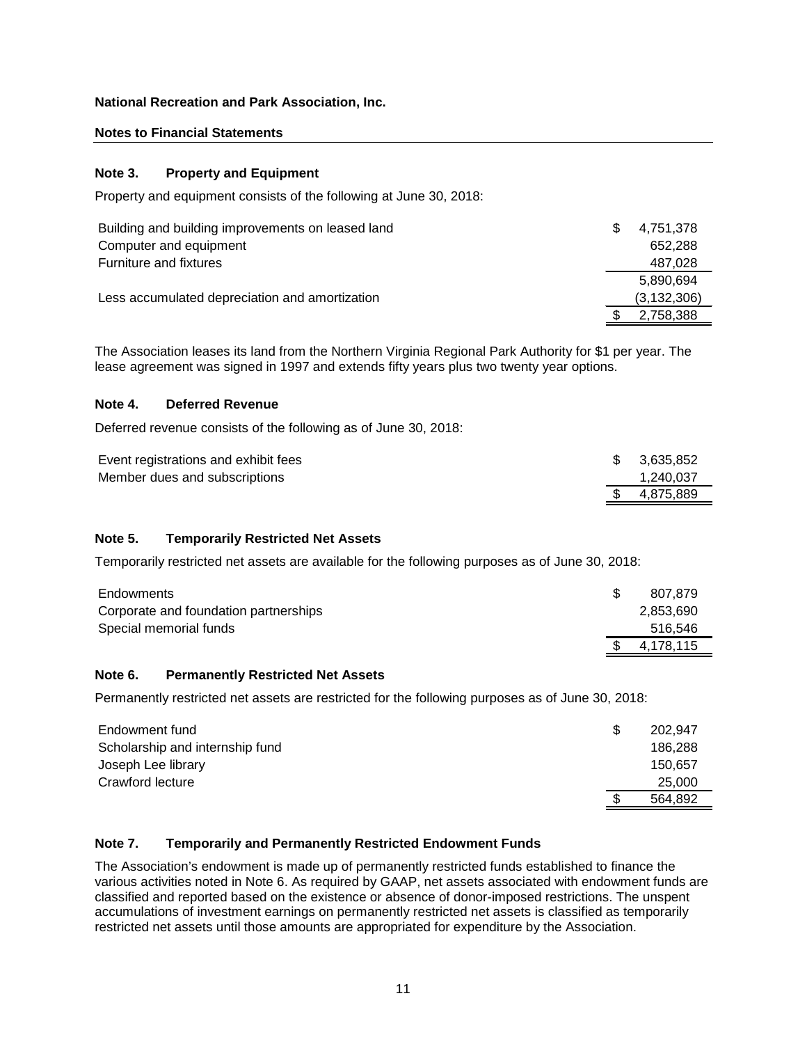**National Recreation and Park Association, Inc.**

**Notes to Financial Statements**

### Note 3. Property and Equipment

Property and equipment consists of the following at June 30, 2018:

| | |
|---|---:|
| Building and building improvements on leased land | $ 4,751,378 |
| Computer and equipment | 652,288 |
| Furniture and fixtures | 487,028 |
| | 5,890,694 |
| Less accumulated depreciation and amortization | (3,132,306) |
| | $ 2,758,388 |

The Association leases its land from the Northern Virginia Regional Park Authority for $1 per year. The lease agreement was signed in 1997 and extends fifty years plus two twenty year options.

### Note 4. Deferred Revenue

Deferred revenue consists of the following as of June 30, 2018:

| | |
|---|---:|
| Event registrations and exhibit fees | $ 3,635,852 |
| Member dues and subscriptions | 1,240,037 |
| | $ 4,875,889 |

### Note 5. Temporarily Restricted Net Assets

Temporarily restricted net assets are available for the following purposes as of June 30, 2018:

| | |
|---|---:|
| Endowments | $ 807,879 |
| Corporate and foundation partnerships | 2,853,690 |
| Special memorial funds | 516,546 |
| | $ 4,178,115 |

### Note 6. Permanently Restricted Net Assets

Permanently restricted net assets are restricted for the following purposes as of June 30, 2018:

| | |
|---|---:|
| Endowment fund | $ 202,947 |
| Scholarship and internship fund | 186,288 |
| Joseph Lee library | 150,657 |
| Crawford lecture | 25,000 |
| | $ 564,892 |

### Note 7. Temporarily and Permanently Restricted Endowment Funds

The Association's endowment is made up of permanently restricted funds established to finance the various activities noted in Note 6. As required by GAAP, net assets associated with endowment funds are classified and reported based on the existence or absence of donor-imposed restrictions. The unspent accumulations of investment earnings on permanently restricted net assets is classified as temporarily restricted net assets until those amounts are appropriated for expenditure by the Association.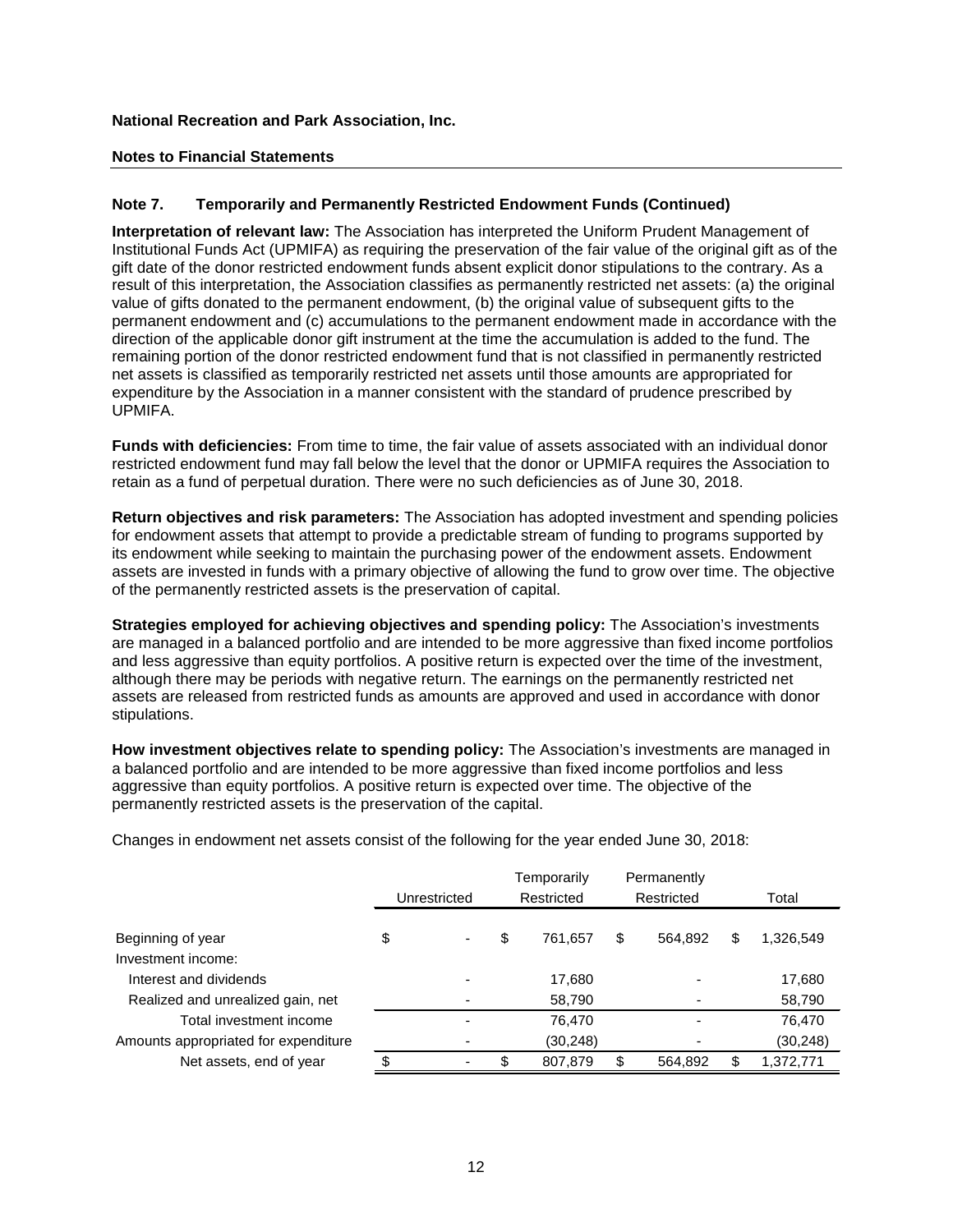**National Recreation and Park Association, Inc.**

**Notes to Financial Statements**

## Note 7. Temporarily and Permanently Restricted Endowment Funds (Continued)

**Interpretation of relevant law:** The Association has interpreted the Uniform Prudent Management of Institutional Funds Act (UPMIFA) as requiring the preservation of the fair value of the original gift as of the gift date of the donor restricted endowment funds absent explicit donor stipulations to the contrary. As a result of this interpretation, the Association classifies as permanently restricted net assets: (a) the original value of gifts donated to the permanent endowment, (b) the original value of subsequent gifts to the permanent endowment and (c) accumulations to the permanent endowment made in accordance with the direction of the applicable donor gift instrument at the time the accumulation is added to the fund. The remaining portion of the donor restricted endowment fund that is not classified in permanently restricted net assets is classified as temporarily restricted net assets until those amounts are appropriated for expenditure by the Association in a manner consistent with the standard of prudence prescribed by UPMIFA.

**Funds with deficiencies:** From time to time, the fair value of assets associated with an individual donor restricted endowment fund may fall below the level that the donor or UPMIFA requires the Association to retain as a fund of perpetual duration. There were no such deficiencies as of June 30, 2018.

**Return objectives and risk parameters:** The Association has adopted investment and spending policies for endowment assets that attempt to provide a predictable stream of funding to programs supported by its endowment while seeking to maintain the purchasing power of the endowment assets. Endowment assets are invested in funds with a primary objective of allowing the fund to grow over time. The objective of the permanently restricted assets is the preservation of capital.

**Strategies employed for achieving objectives and spending policy:** The Association's investments are managed in a balanced portfolio and are intended to be more aggressive than fixed income portfolios and less aggressive than equity portfolios. A positive return is expected over the time of the investment, although there may be periods with negative return. The earnings on the permanently restricted net assets are released from restricted funds as amounts are approved and used in accordance with donor stipulations.

**How investment objectives relate to spending policy:** The Association's investments are managed in a balanced portfolio and are intended to be more aggressive than fixed income portfolios and less aggressive than equity portfolios. A positive return is expected over time. The objective of the permanently restricted assets is the preservation of the capital.

Changes in endowment net assets consist of the following for the year ended June 30, 2018:

| | Unrestricted | Temporarily Restricted | Permanently Restricted | Total |
|---|---|---|---|---|
| Beginning of year | $ - | $ 761,657 | $ 564,892 | $ 1,326,549 |
| Investment income: | | | | |
| Interest and dividends | - | 17,680 | - | 17,680 |
| Realized and unrealized gain, net | - | 58,790 | - | 58,790 |
| Total investment income | - | 76,470 | - | 76,470 |
| Amounts appropriated for expenditure | - | (30,248) | - | (30,248) |
| Net assets, end of year | $ - | $ 807,879 | $ 564,892 | $ 1,372,771 |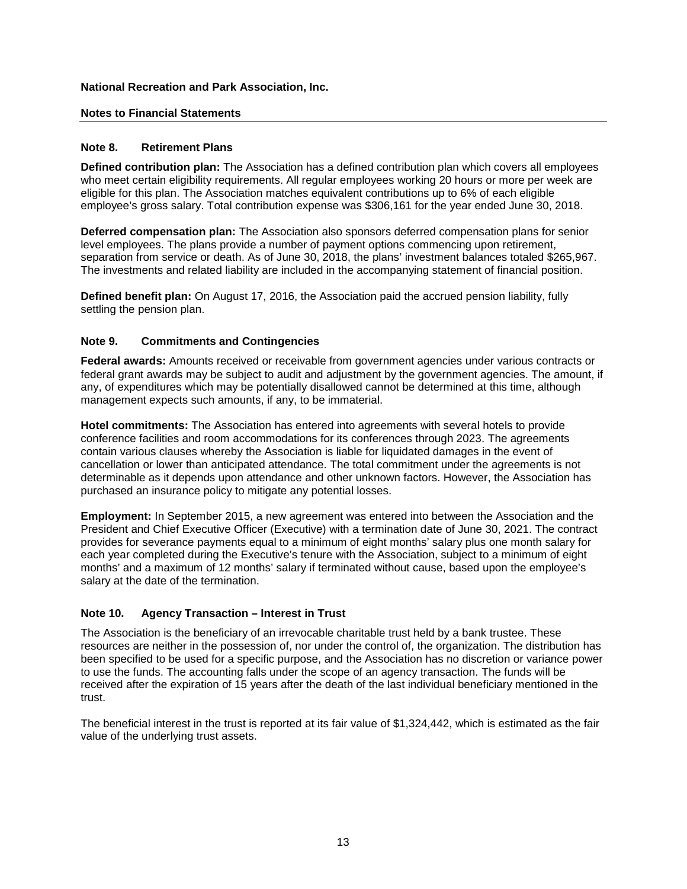**National Recreation and Park Association, Inc.**

**Notes to Financial Statements**

## Note 8. Retirement Plans

**Defined contribution plan:** The Association has a defined contribution plan which covers all employees who meet certain eligibility requirements. All regular employees working 20 hours or more per week are eligible for this plan. The Association matches equivalent contributions up to 6% of each eligible employee's gross salary. Total contribution expense was $306,161 for the year ended June 30, 2018.

**Deferred compensation plan:** The Association also sponsors deferred compensation plans for senior level employees. The plans provide a number of payment options commencing upon retirement, separation from service or death. As of June 30, 2018, the plans' investment balances totaled $265,967. The investments and related liability are included in the accompanying statement of financial position.

**Defined benefit plan:** On August 17, 2016, the Association paid the accrued pension liability, fully settling the pension plan.

## Note 9. Commitments and Contingencies

**Federal awards:** Amounts received or receivable from government agencies under various contracts or federal grant awards may be subject to audit and adjustment by the government agencies. The amount, if any, of expenditures which may be potentially disallowed cannot be determined at this time, although management expects such amounts, if any, to be immaterial.

**Hotel commitments:** The Association has entered into agreements with several hotels to provide conference facilities and room accommodations for its conferences through 2023. The agreements contain various clauses whereby the Association is liable for liquidated damages in the event of cancellation or lower than anticipated attendance. The total commitment under the agreements is not determinable as it depends upon attendance and other unknown factors. However, the Association has purchased an insurance policy to mitigate any potential losses.

**Employment:** In September 2015, a new agreement was entered into between the Association and the President and Chief Executive Officer (Executive) with a termination date of June 30, 2021. The contract provides for severance payments equal to a minimum of eight months' salary plus one month salary for each year completed during the Executive's tenure with the Association, subject to a minimum of eight months' and a maximum of 12 months' salary if terminated without cause, based upon the employee's salary at the date of the termination.

## Note 10. Agency Transaction – Interest in Trust

The Association is the beneficiary of an irrevocable charitable trust held by a bank trustee. These resources are neither in the possession of, nor under the control of, the organization. The distribution has been specified to be used for a specific purpose, and the Association has no discretion or variance power to use the funds. The accounting falls under the scope of an agency transaction. The funds will be received after the expiration of 15 years after the death of the last individual beneficiary mentioned in the trust.

The beneficial interest in the trust is reported at its fair value of $1,324,442, which is estimated as the fair value of the underlying trust assets.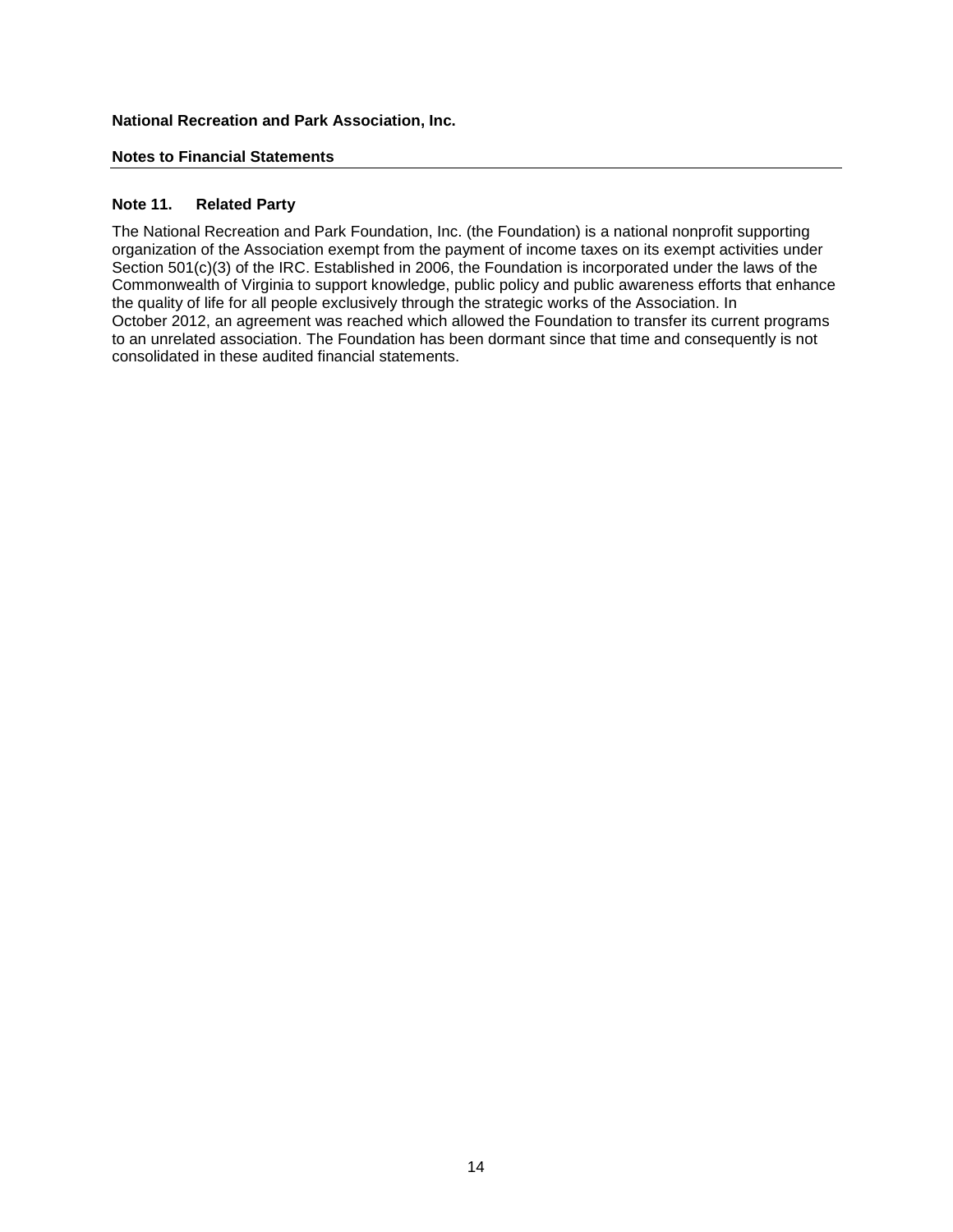**National Recreation and Park Association, Inc.**

**Notes to Financial Statements**

### Note 11. Related Party

The National Recreation and Park Foundation, Inc. (the Foundation) is a national nonprofit supporting organization of the Association exempt from the payment of income taxes on its exempt activities under Section 501(c)(3) of the IRC. Established in 2006, the Foundation is incorporated under the laws of the Commonwealth of Virginia to support knowledge, public policy and public awareness efforts that enhance the quality of life for all people exclusively through the strategic works of the Association. In October 2012, an agreement was reached which allowed the Foundation to transfer its current programs to an unrelated association. The Foundation has been dormant since that time and consequently is not consolidated in these audited financial statements.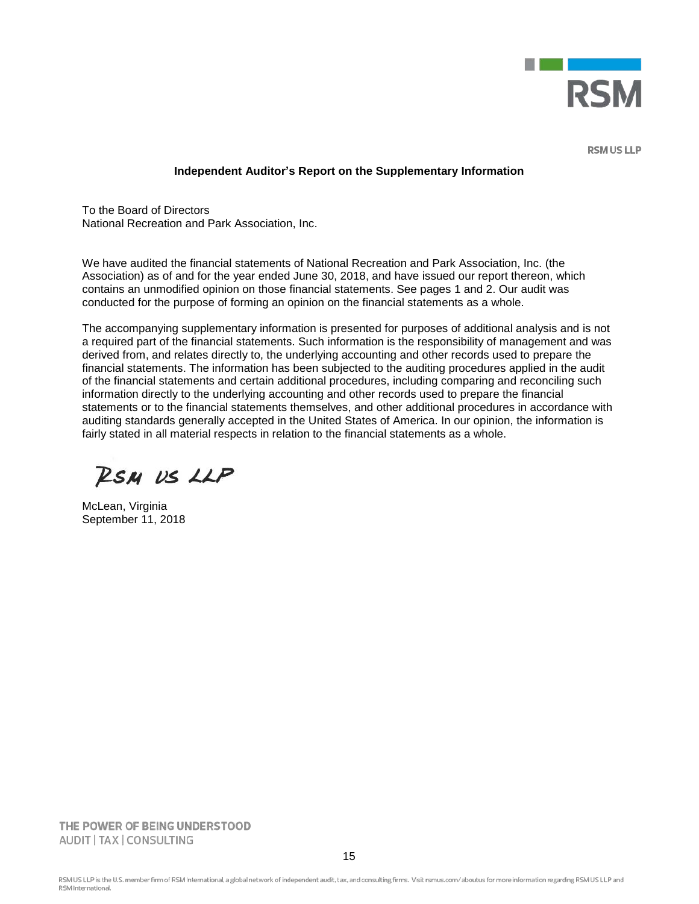RSM

RSM US LLP

## Independent Auditor's Report on the Supplementary Information

To the Board of Directors
National Recreation and Park Association, Inc.

We have audited the financial statements of National Recreation and Park Association, Inc. (the Association) as of and for the year ended June 30, 2018, and have issued our report thereon, which contains an unmodified opinion on those financial statements. See pages 1 and 2. Our audit was conducted for the purpose of forming an opinion on the financial statements as a whole.

The accompanying supplementary information is presented for purposes of additional analysis and is not a required part of the financial statements. Such information is the responsibility of management and was derived from, and relates directly to, the underlying accounting and other records used to prepare the financial statements. The information has been subjected to the auditing procedures applied in the audit of the financial statements and certain additional procedures, including comparing and reconciling such information directly to the underlying accounting and other records used to prepare the financial statements or to the financial statements themselves, and other additional procedures in accordance with auditing standards generally accepted in the United States of America. In our opinion, the information is fairly stated in all material respects in relation to the financial statements as a whole.

RSM US LLP

McLean, Virginia
September 11, 2018

THE POWER OF BEING UNDERSTOOD
AUDIT | TAX | CONSULTING

RSM US LLP is the U.S. member firm of RSM International, a global network of independent audit, tax, and consulting firms. Visit rsmus.com/aboutus for more information regarding RSM US LLP and RSM International.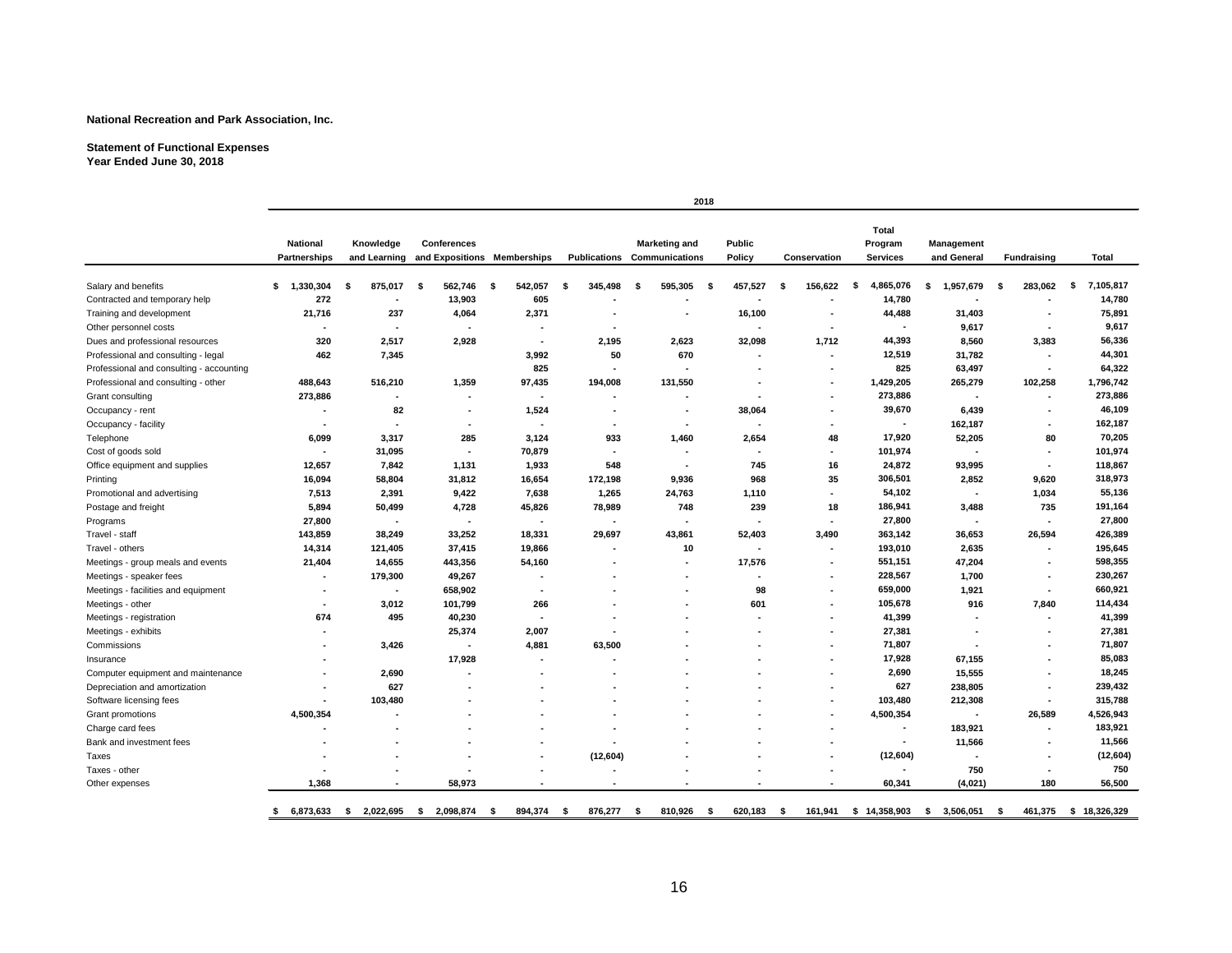**National Recreation and Park Association, Inc.**

**Statement of Functional Expenses**
**Year Ended June 30, 2018**

| | 2018 | | | | | | | | | | | |
|---|---|---|---|---|---|---|---|---|---|---|---|---|
| | National Partnerships | Knowledge and Learning | Conferences and Expositions | Memberships | Publications | Marketing and Communications | Public Policy | Conservation | Total Program Services | Management and General | Fundraising | Total |
| Salary and benefits | $ 1,330,304 | $ 875,017 | $ 562,746 | $ 542,057 | $ 345,498 | $ 595,305 | $ 457,527 | $ 156,622 | $ 4,865,076 | $ 1,957,679 | $ 283,062 | $ 7,105,817 |
| Contracted and temporary help | 272 | - | 13,903 | 605 | - | - | - | - | 14,780 | - | - | 14,780 |
| Training and development | 21,716 | 237 | 4,064 | 2,371 | - | - | 16,100 | - | 44,488 | 31,403 | - | 75,891 |
| Other personnel costs | - | - | - | - | - | | - | - | - | 9,617 | - | 9,617 |
| Dues and professional resources | 320 | 2,517 | 2,928 | - | 2,195 | 2,623 | 32,098 | 1,712 | 44,393 | 8,560 | 3,383 | 56,336 |
| Professional and consulting - legal | 462 | 7,345 | | 3,992 | 50 | 670 | - | - | 12,519 | 31,782 | - | 44,301 |
| Professional and consulting - accounting | | | | 825 | - | - | | - | 825 | 63,497 | - | 64,322 |
| Professional and consulting - other | 488,643 | 516,210 | 1,359 | 97,435 | 194,008 | 131,550 | - | - | 1,429,205 | 265,279 | 102,258 | 1,796,742 |
| Grant consulting | 273,886 | - | - | - | - | - | - | - | 273,886 | - | - | 273,886 |
| Occupancy - rent | - | 82 | - | 1,524 | - | - | 38,064 | - | 39,670 | 6,439 | - | 46,109 |
| Occupancy - facility | - | - | - | - | - | - | - | - | - | 162,187 | - | 162,187 |
| Telephone | 6,099 | 3,317 | 285 | 3,124 | 933 | 1,460 | 2,654 | 48 | 17,920 | 52,205 | 80 | 70,205 |
| Cost of goods sold | - | 31,095 | - | 70,879 | - | - | - | - | 101,974 | - | - | 101,974 |
| Office equipment and supplies | 12,657 | 7,842 | 1,131 | 1,933 | 548 | - | 745 | 16 | 24,872 | 93,995 | - | 118,867 |
| Printing | 16,094 | 58,804 | 31,812 | 16,654 | 172,198 | 9,936 | 968 | 35 | 306,501 | 2,852 | 9,620 | 318,973 |
| Promotional and advertising | 7,513 | 2,391 | 9,422 | 7,638 | 1,265 | 24,763 | 1,110 | - | 54,102 | - | 1,034 | 55,136 |
| Postage and freight | 5,894 | 50,499 | 4,728 | 45,826 | 78,989 | 748 | 239 | 18 | 186,941 | 3,488 | 735 | 191,164 |
| Programs | 27,800 | - | - | - | - | - | - | - | 27,800 | - | - | 27,800 |
| Travel - staff | 143,859 | 38,249 | 33,252 | 18,331 | 29,697 | 43,861 | 52,403 | 3,490 | 363,142 | 36,653 | 26,594 | 426,389 |
| Travel - others | 14,314 | 121,405 | 37,415 | 19,866 | - | 10 | - | - | 193,010 | 2,635 | - | 195,645 |
| Meetings - group meals and events | 21,404 | 14,655 | 443,356 | 54,160 | - | - | 17,576 | - | 551,151 | 47,204 | - | 598,355 |
| Meetings - speaker fees | - | 179,300 | 49,267 | - | - | - | - | - | 228,567 | 1,700 | - | 230,267 |
| Meetings - facilities and equipment | - | - | 658,902 | - | - | - | 98 | - | 659,000 | 1,921 | - | 660,921 |
| Meetings - other | - | 3,012 | 101,799 | 266 | - | - | 601 | - | 105,678 | 916 | 7,840 | 114,434 |
| Meetings - registration | 674 | 495 | 40,230 | - | - | - | - | - | 41,399 | - | - | 41,399 |
| Meetings - exhibits | - | | 25,374 | 2,007 | - | - | - | - | 27,381 | - | - | 27,381 |
| Commissions | - | 3,426 | - | 4,881 | 63,500 | - | - | - | 71,807 | - | - | 71,807 |
| Insurance | - | | 17,928 | - | - | - | - | - | 17,928 | 67,155 | - | 85,083 |
| Computer equipment and maintenance | - | 2,690 | - | - | - | - | - | - | 2,690 | 15,555 | - | 18,245 |
| Depreciation and amortization | - | 627 | - | - | - | - | - | - | 627 | 238,805 | - | 239,432 |
| Software licensing fees | - | 103,480 | - | - | - | - | - | - | 103,480 | 212,308 | - | 315,788 |
| Grant promotions | 4,500,354 | - | - | - | - | - | - | - | 4,500,354 | - | 26,589 | 4,526,943 |
| Charge card fees | - | - | - | - | - | - | - | - | - | 183,921 | - | 183,921 |
| Bank and investment fees | - | - | - | - | - | - | - | - | - | 11,566 | - | 11,566 |
| Taxes | - | - | - | - | (12,604) | - | - | - | (12,604) | - | - | (12,604) |
| Taxes - other | - | - | - | - | - | - | - | - | - | 750 | - | 750 |
| Other expenses | 1,368 | - | 58,973 | - | - | - | - | - | 60,341 | (4,021) | 180 | 56,500 |
| | $ 6,873,633 | $ 2,022,695 | $ 2,098,874 | $ 894,374 | $ 876,277 | $ 810,926 | $ 620,183 | $ 161,941 | $ 14,358,903 | $ 3,506,051 | $ 461,375 | $ 18,326,329 |